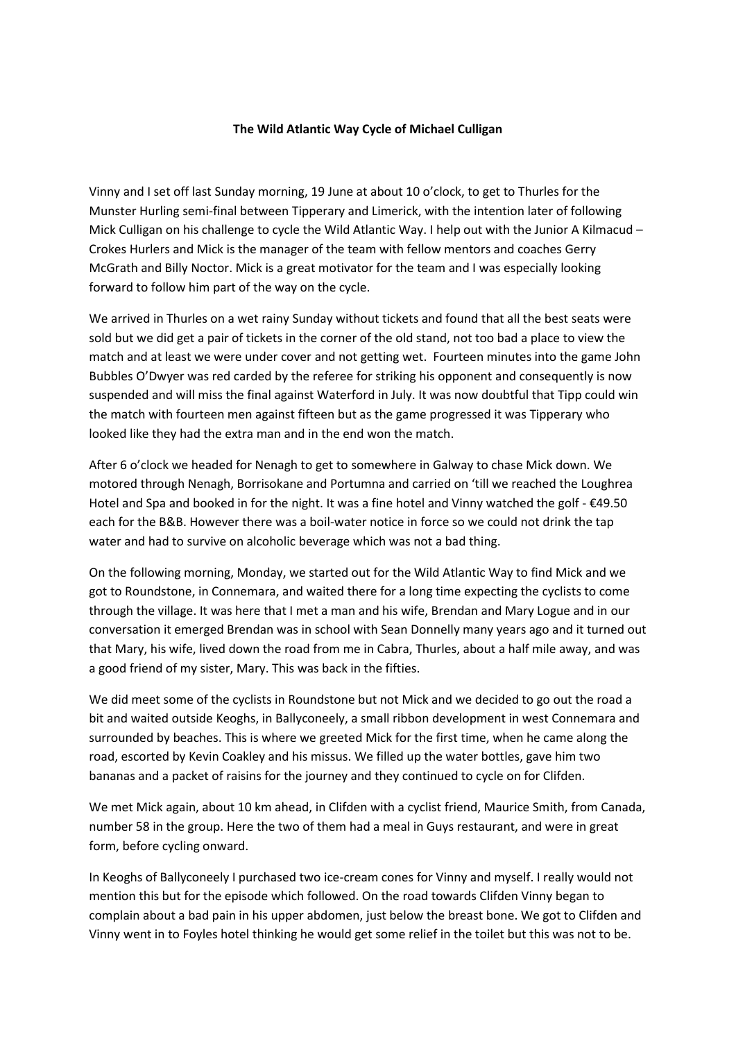**The Wild Atlantic Way Cycle of Michael Culligan**

Vinny and I set off last Sunday morning, 19 June at about 10 o'clock, to get to Thurles for the Munster Hurling semi-final between Tipperary and Limerick, with the intention later of following Mick Culligan on his challenge to cycle the Wild Atlantic Way. I help out with the Junior A Kilmacud – Crokes Hurlers and Mick is the manager of the team with fellow mentors and coaches Gerry McGrath and Billy Noctor. Mick is a great motivator for the team and I was especially looking forward to follow him part of the way on the cycle.

We arrived in Thurles on a wet rainy Sunday without tickets and found that all the best seats were sold but we did get a pair of tickets in the corner of the old stand, not too bad a place to view the match and at least we were under cover and not getting wet. Fourteen minutes into the game John Bubbles O'Dwyer was red carded by the referee for striking his opponent and consequently is now suspended and will miss the final against Waterford in July. It was now doubtful that Tipp could win the match with fourteen men against fifteen but as the game progressed it was Tipperary who looked like they had the extra man and in the end won the match.

After 6 o'clock we headed for Nenagh to get to somewhere in Galway to chase Mick down. We motored through Nenagh, Borrisokane and Portumna and carried on 'till we reached the Loughrea Hotel and Spa and booked in for the night. It was a fine hotel and Vinny watched the golf - €49.50 each for the B&B. However there was a boil-water notice in force so we could not drink the tap water and had to survive on alcoholic beverage which was not a bad thing.

On the following morning, Monday, we started out for the Wild Atlantic Way to find Mick and we got to Roundstone, in Connemara, and waited there for a long time expecting the cyclists to come through the village. It was here that I met a man and his wife, Brendan and Mary Logue and in our conversation it emerged Brendan was in school with Sean Donnelly many years ago and it turned out that Mary, his wife, lived down the road from me in Cabra, Thurles, about a half mile away, and was a good friend of my sister, Mary. This was back in the fifties.

We did meet some of the cyclists in Roundstone but not Mick and we decided to go out the road a bit and waited outside Keoghs, in Ballyconeely, a small ribbon development in west Connemara and surrounded by beaches. This is where we greeted Mick for the first time, when he came along the road, escorted by Kevin Coakley and his missus. We filled up the water bottles, gave him two bananas and a packet of raisins for the journey and they continued to cycle on for Clifden.

We met Mick again, about 10 km ahead, in Clifden with a cyclist friend, Maurice Smith, from Canada, number 58 in the group. Here the two of them had a meal in Guys restaurant, and were in great form, before cycling onward.

In Keoghs of Ballyconeely I purchased two ice-cream cones for Vinny and myself. I really would not mention this but for the episode which followed. On the road towards Clifden Vinny began to complain about a bad pain in his upper abdomen, just below the breast bone. We got to Clifden and Vinny went in to Foyles hotel thinking he would get some relief in the toilet but this was not to be.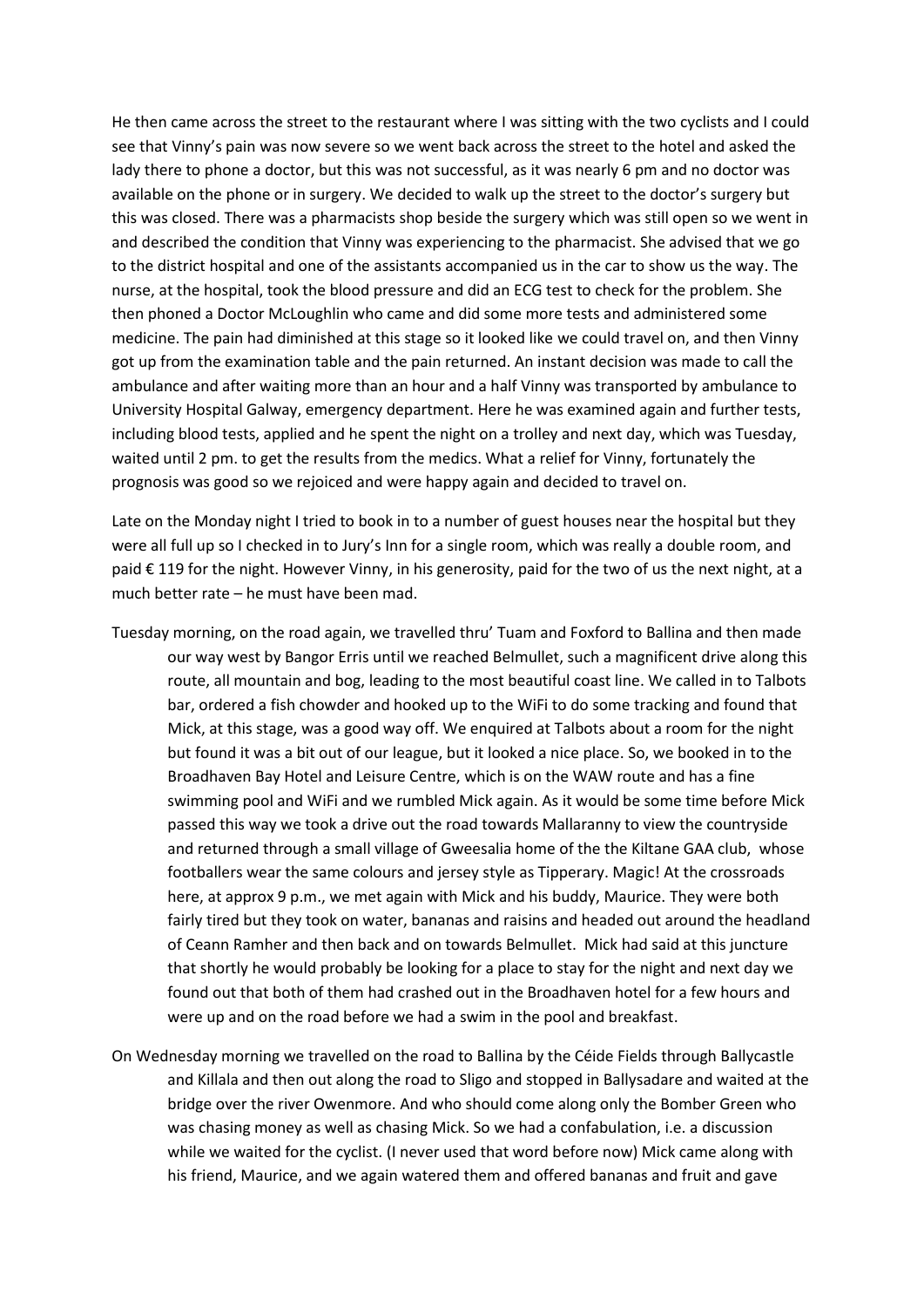He then came across the street to the restaurant where I was sitting with the two cyclists and I could see that Vinny's pain was now severe so we went back across the street to the hotel and asked the lady there to phone a doctor, but this was not successful, as it was nearly 6 pm and no doctor was available on the phone or in surgery. We decided to walk up the street to the doctor's surgery but this was closed. There was a pharmacists shop beside the surgery which was still open so we went in and described the condition that Vinny was experiencing to the pharmacist. She advised that we go to the district hospital and one of the assistants accompanied us in the car to show us the way. The nurse, at the hospital, took the blood pressure and did an ECG test to check for the problem. She then phoned a Doctor McLoughlin who came and did some more tests and administered some medicine. The pain had diminished at this stage so it looked like we could travel on, and then Vinny got up from the examination table and the pain returned. An instant decision was made to call the ambulance and after waiting more than an hour and a half Vinny was transported by ambulance to University Hospital Galway, emergency department. Here he was examined again and further tests, including blood tests, applied and he spent the night on a trolley and next day, which was Tuesday, waited until 2 pm. to get the results from the medics. What a relief for Vinny, fortunately the prognosis was good so we rejoiced and were happy again and decided to travel on.

Late on the Monday night I tried to book in to a number of guest houses near the hospital but they were all full up so I checked in to Jury's Inn for a single room, which was really a double room, and paid € 119 for the night. However Vinny, in his generosity, paid for the two of us the next night, at a much better rate – he must have been mad.

Tuesday morning, on the road again, we travelled thru' Tuam and Foxford to Ballina and then made our way west by Bangor Erris until we reached Belmullet, such a magnificent drive along this route, all mountain and bog, leading to the most beautiful coast line. We called in to Talbots bar, ordered a fish chowder and hooked up to the WiFi to do some tracking and found that Mick, at this stage, was a good way off. We enquired at Talbots about a room for the night but found it was a bit out of our league, but it looked a nice place. So, we booked in to the Broadhaven Bay Hotel and Leisure Centre, which is on the WAW route and has a fine swimming pool and WiFi and we rumbled Mick again. As it would be some time before Mick passed this way we took a drive out the road towards Mallaranny to view the countryside and returned through a small village of Gweesalia home of the the Kiltane GAA club, whose footballers wear the same colours and jersey style as Tipperary. Magic! At the crossroads here, at approx 9 p.m., we met again with Mick and his buddy, Maurice. They were both fairly tired but they took on water, bananas and raisins and headed out around the headland of Ceann Ramher and then back and on towards Belmullet. Mick had said at this juncture that shortly he would probably be looking for a place to stay for the night and next day we found out that both of them had crashed out in the Broadhaven hotel for a few hours and were up and on the road before we had a swim in the pool and breakfast.

On Wednesday morning we travelled on the road to Ballina by the Céide Fields through Ballycastle and Killala and then out along the road to Sligo and stopped in Ballysadare and waited at the bridge over the river Owenmore. And who should come along only the Bomber Green who was chasing money as well as chasing Mick. So we had a confabulation, i.e. a discussion while we waited for the cyclist. (I never used that word before now) Mick came along with his friend, Maurice, and we again watered them and offered bananas and fruit and gave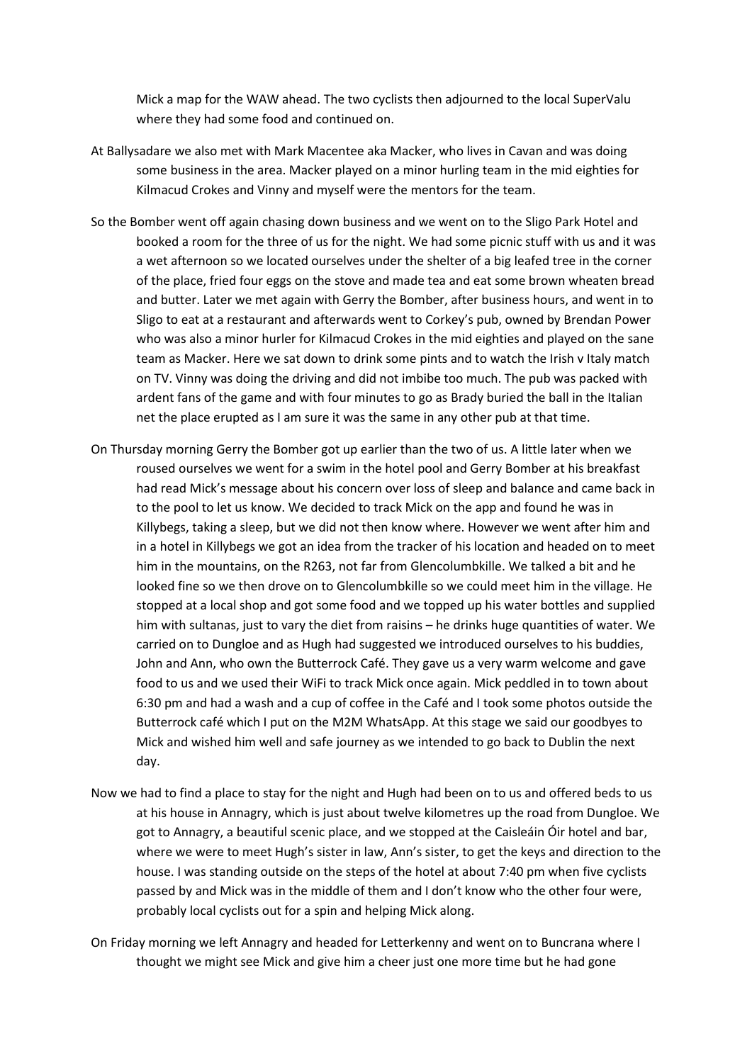Mick a map for the WAW ahead. The two cyclists then adjourned to the local SuperValu where they had some food and continued on.

At Ballysadare we also met with Mark Macentee aka Macker, who lives in Cavan and was doing some business in the area. Macker played on a minor hurling team in the mid eighties for Kilmacud Crokes and Vinny and myself were the mentors for the team.

So the Bomber went off again chasing down business and we went on to the Sligo Park Hotel and booked a room for the three of us for the night. We had some picnic stuff with us and it was a wet afternoon so we located ourselves under the shelter of a big leafed tree in the corner of the place, fried four eggs on the stove and made tea and eat some brown wheaten bread and butter. Later we met again with Gerry the Bomber, after business hours, and went in to Sligo to eat at a restaurant and afterwards went to Corkey's pub, owned by Brendan Power who was also a minor hurler for Kilmacud Crokes in the mid eighties and played on the sane team as Macker. Here we sat down to drink some pints and to watch the Irish v Italy match on TV. Vinny was doing the driving and did not imbibe too much. The pub was packed with ardent fans of the game and with four minutes to go as Brady buried the ball in the Italian net the place erupted as I am sure it was the same in any other pub at that time.

On Thursday morning Gerry the Bomber got up earlier than the two of us. A little later when we roused ourselves we went for a swim in the hotel pool and Gerry Bomber at his breakfast had read Mick's message about his concern over loss of sleep and balance and came back in to the pool to let us know. We decided to track Mick on the app and found he was in Killybegs, taking a sleep, but we did not then know where. However we went after him and in a hotel in Killybegs we got an idea from the tracker of his location and headed on to meet him in the mountains, on the R263, not far from Glencolumbkille. We talked a bit and he looked fine so we then drove on to Glencolumbkille so we could meet him in the village. He stopped at a local shop and got some food and we topped up his water bottles and supplied him with sultanas, just to vary the diet from raisins – he drinks huge quantities of water. We carried on to Dungloe and as Hugh had suggested we introduced ourselves to his buddies, John and Ann, who own the Butterrock Café. They gave us a very warm welcome and gave food to us and we used their WiFi to track Mick once again. Mick peddled in to town about 6:30 pm and had a wash and a cup of coffee in the Café and I took some photos outside the Butterrock café which I put on the M2M WhatsApp. At this stage we said our goodbyes to Mick and wished him well and safe journey as we intended to go back to Dublin the next day.

Now we had to find a place to stay for the night and Hugh had been on to us and offered beds to us at his house in Annagry, which is just about twelve kilometres up the road from Dungloe. We got to Annagry, a beautiful scenic place, and we stopped at the Caisleáin Óir hotel and bar, where we were to meet Hugh's sister in law, Ann's sister, to get the keys and direction to the house. I was standing outside on the steps of the hotel at about 7:40 pm when five cyclists passed by and Mick was in the middle of them and I don't know who the other four were, probably local cyclists out for a spin and helping Mick along.

On Friday morning we left Annagry and headed for Letterkenny and went on to Buncrana where I thought we might see Mick and give him a cheer just one more time but he had gone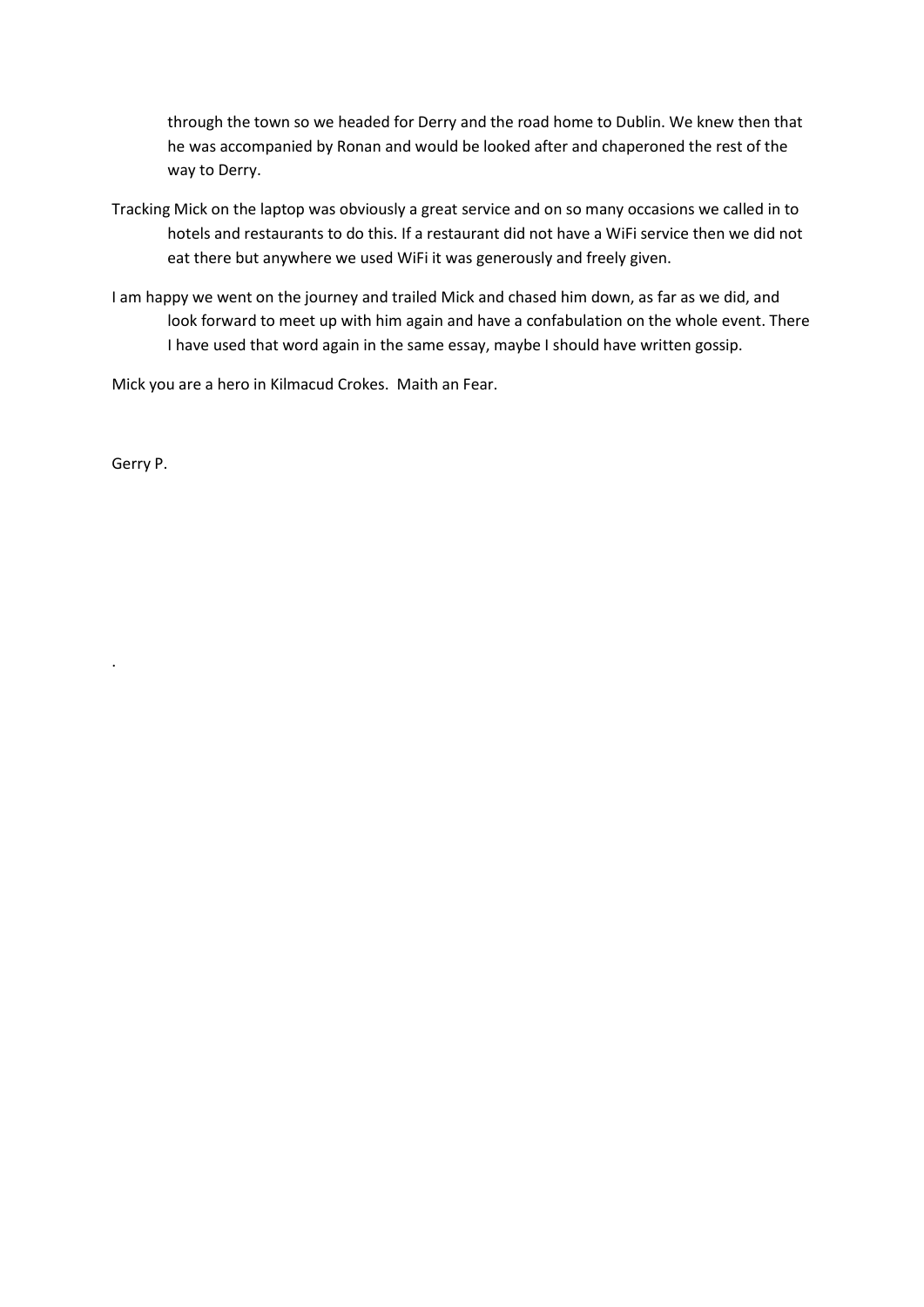through the town so we headed for Derry and the road home to Dublin. We knew then that he was accompanied by Ronan and would be looked after and chaperoned the rest of the way to Derry.

Tracking Mick on the laptop was obviously a great service and on so many occasions we called in to hotels and restaurants to do this. If a restaurant did not have a WiFi service then we did not eat there but anywhere we used WiFi it was generously and freely given.

I am happy we went on the journey and trailed Mick and chased him down, as far as we did, and look forward to meet up with him again and have a confabulation on the whole event. There I have used that word again in the same essay, maybe I should have written gossip.

Mick you are a hero in Kilmacud Crokes. Maith an Fear.

Gerry P.

.